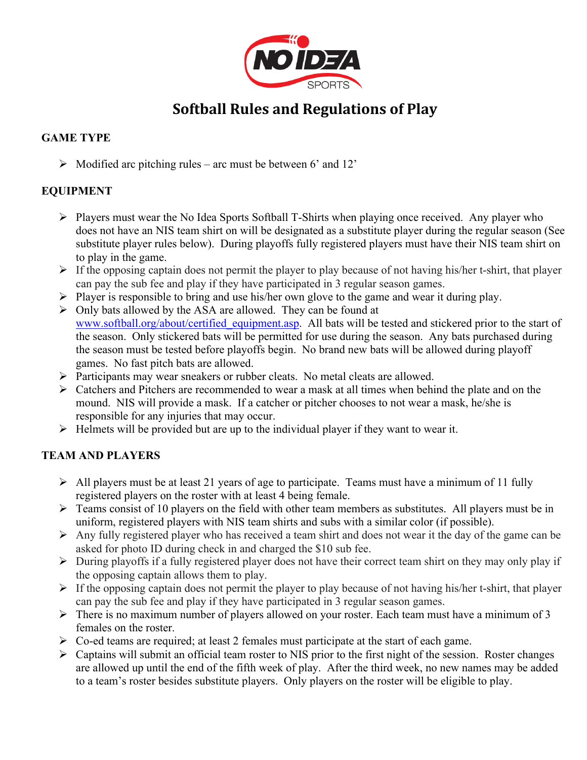# Softball Rules and Regulations of Play

## GAME TYPE

- Modified arc pitching rules – arc must be between 6' and 12'

## EQUIPMENT

- Players must wear the No Idea Sports Softball T-Shirts when playing once received. Any player who does not have an NIS team shirt on will be designated as a substitute player during the regular season (See substitute player rules below). During playoffs fully registered players must have their NIS team shirt on to play in the game.
- If the opposing captain does not permit the player to play because of not having his/her t-shirt, that player can pay the sub fee and play if they have participated in 3 regular season games.
- Player is responsible to bring and use his/her own glove to the game and wear it during play.
- Only bats allowed by the ASA are allowed. They can be found at www.softball.org/about/certified_equipment.asp. All bats will be tested and stickered prior to the start of the season. Only stickered bats will be permitted for use during the season. Any bats purchased during the season must be tested before playoffs begin. No brand new bats will be allowed during playoff games. No fast pitch bats are allowed.
- Participants may wear sneakers or rubber cleats. No metal cleats are allowed.
- Catchers and Pitchers are recommended to wear a mask at all times when behind the plate and on the mound. NIS will provide a mask. If a catcher or pitcher chooses to not wear a mask, he/she is responsible for any injuries that may occur.
- Helmets will be provided but are up to the individual player if they want to wear it.

## TEAM AND PLAYERS

- All players must be at least 21 years of age to participate. Teams must have a minimum of 11 fully registered players on the roster with at least 4 being female.
- Teams consist of 10 players on the field with other team members as substitutes. All players must be in uniform, registered players with NIS team shirts and subs with a similar color (if possible).
- Any fully registered player who has received a team shirt and does not wear it the day of the game can be asked for photo ID during check in and charged the $10 sub fee.
- During playoffs if a fully registered player does not have their correct team shirt on they may only play if the opposing captain allows them to play.
- If the opposing captain does not permit the player to play because of not having his/her t-shirt, that player can pay the sub fee and play if they have participated in 3 regular season games.
- There is no maximum number of players allowed on your roster. Each team must have a minimum of 3 females on the roster.
- Co-ed teams are required; at least 2 females must participate at the start of each game.
- Captains will submit an official team roster to NIS prior to the first night of the session. Roster changes are allowed up until the end of the fifth week of play. After the third week, no new names may be added to a team's roster besides substitute players. Only players on the roster will be eligible to play.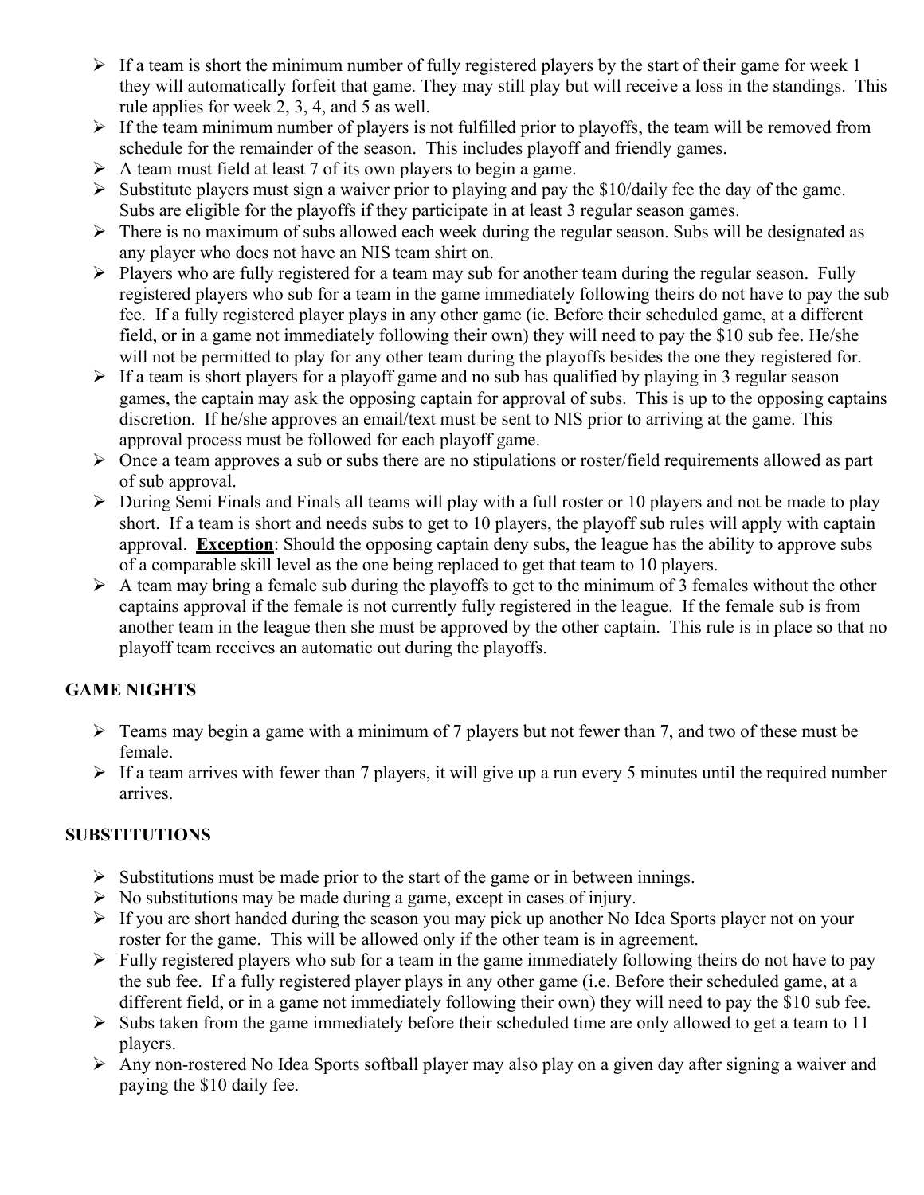- If a team is short the minimum number of fully registered players by the start of their game for week 1 they will automatically forfeit that game. They may still play but will receive a loss in the standings. This rule applies for week 2, 3, 4, and 5 as well.
- If the team minimum number of players is not fulfilled prior to playoffs, the team will be removed from schedule for the remainder of the season. This includes playoff and friendly games.
- A team must field at least 7 of its own players to begin a game.
- Substitute players must sign a waiver prior to playing and pay the $10/daily fee the day of the game. Subs are eligible for the playoffs if they participate in at least 3 regular season games.
- There is no maximum of subs allowed each week during the regular season. Subs will be designated as any player who does not have an NIS team shirt on.
- Players who are fully registered for a team may sub for another team during the regular season. Fully registered players who sub for a team in the game immediately following theirs do not have to pay the sub fee. If a fully registered player plays in any other game (ie. Before their scheduled game, at a different field, or in a game not immediately following their own) they will need to pay the $10 sub fee. He/she will not be permitted to play for any other team during the playoffs besides the one they registered for.
- If a team is short players for a playoff game and no sub has qualified by playing in 3 regular season games, the captain may ask the opposing captain for approval of subs. This is up to the opposing captains discretion. If he/she approves an email/text must be sent to NIS prior to arriving at the game. This approval process must be followed for each playoff game.
- Once a team approves a sub or subs there are no stipulations or roster/field requirements allowed as part of sub approval.
- During Semi Finals and Finals all teams will play with a full roster or 10 players and not be made to play short. If a team is short and needs subs to get to 10 players, the playoff sub rules will apply with captain approval. **<u>Exception</u>**: Should the opposing captain deny subs, the league has the ability to approve subs of a comparable skill level as the one being replaced to get that team to 10 players.
- A team may bring a female sub during the playoffs to get to the minimum of 3 females without the other captains approval if the female is not currently fully registered in the league. If the female sub is from another team in the league then she must be approved by the other captain. This rule is in place so that no playoff team receives an automatic out during the playoffs.

## GAME NIGHTS

- Teams may begin a game with a minimum of 7 players but not fewer than 7, and two of these must be female.
- If a team arrives with fewer than 7 players, it will give up a run every 5 minutes until the required number arrives.

## SUBSTITUTIONS

- Substitutions must be made prior to the start of the game or in between innings.
- No substitutions may be made during a game, except in cases of injury.
- If you are short handed during the season you may pick up another No Idea Sports player not on your roster for the game. This will be allowed only if the other team is in agreement.
- Fully registered players who sub for a team in the game immediately following theirs do not have to pay the sub fee. If a fully registered player plays in any other game (i.e. Before their scheduled game, at a different field, or in a game not immediately following their own) they will need to pay the $10 sub fee.
- Subs taken from the game immediately before their scheduled time are only allowed to get a team to 11 players.
- Any non-rostered No Idea Sports softball player may also play on a given day after signing a waiver and paying the $10 daily fee.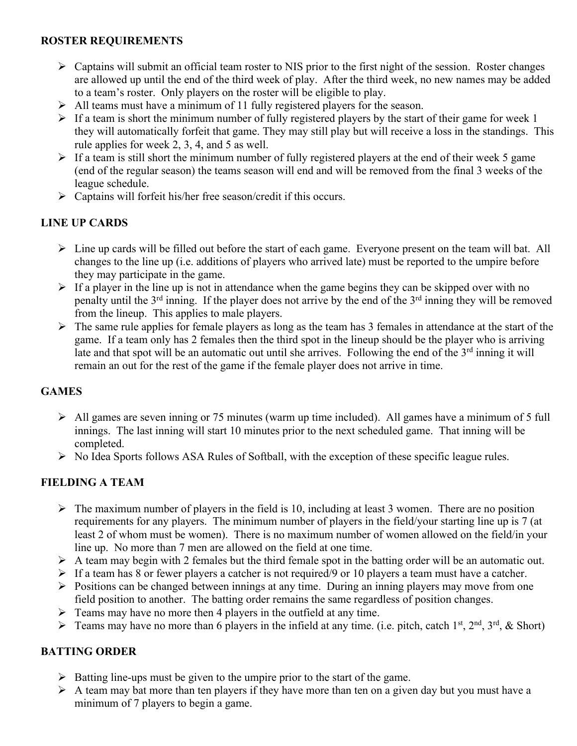## ROSTER REQUIREMENTS

- Captains will submit an official team roster to NIS prior to the first night of the session. Roster changes are allowed up until the end of the third week of play. After the third week, no new names may be added to a team's roster. Only players on the roster will be eligible to play.
- All teams must have a minimum of 11 fully registered players for the season.
- If a team is short the minimum number of fully registered players by the start of their game for week 1 they will automatically forfeit that game. They may still play but will receive a loss in the standings. This rule applies for week 2, 3, 4, and 5 as well.
- If a team is still short the minimum number of fully registered players at the end of their week 5 game (end of the regular season) the teams season will end and will be removed from the final 3 weeks of the league schedule.
- Captains will forfeit his/her free season/credit if this occurs.

## LINE UP CARDS

- Line up cards will be filled out before the start of each game. Everyone present on the team will bat. All changes to the line up (i.e. additions of players who arrived late) must be reported to the umpire before they may participate in the game.
- If a player in the line up is not in attendance when the game begins they can be skipped over with no penalty until the 3rd inning. If the player does not arrive by the end of the 3rd inning they will be removed from the lineup. This applies to male players.
- The same rule applies for female players as long as the team has 3 females in attendance at the start of the game. If a team only has 2 females then the third spot in the lineup should be the player who is arriving late and that spot will be an automatic out until she arrives. Following the end of the 3rd inning it will remain an out for the rest of the game if the female player does not arrive in time.

## GAMES

- All games are seven inning or 75 minutes (warm up time included). All games have a minimum of 5 full innings. The last inning will start 10 minutes prior to the next scheduled game. That inning will be completed.
- No Idea Sports follows ASA Rules of Softball, with the exception of these specific league rules.

## FIELDING A TEAM

- The maximum number of players in the field is 10, including at least 3 women. There are no position requirements for any players. The minimum number of players in the field/your starting line up is 7 (at least 2 of whom must be women). There is no maximum number of women allowed on the field/in your line up. No more than 7 men are allowed on the field at one time.
- A team may begin with 2 females but the third female spot in the batting order will be an automatic out.
- If a team has 8 or fewer players a catcher is not required/9 or 10 players a team must have a catcher.
- Positions can be changed between innings at any time. During an inning players may move from one field position to another. The batting order remains the same regardless of position changes.
- Teams may have no more then 4 players in the outfield at any time.
- Teams may have no more than 6 players in the infield at any time. (i.e. pitch, catch 1st, 2nd, 3rd, & Short)

## BATTING ORDER

- Batting line-ups must be given to the umpire prior to the start of the game.
- A team may bat more than ten players if they have more than ten on a given day but you must have a minimum of 7 players to begin a game.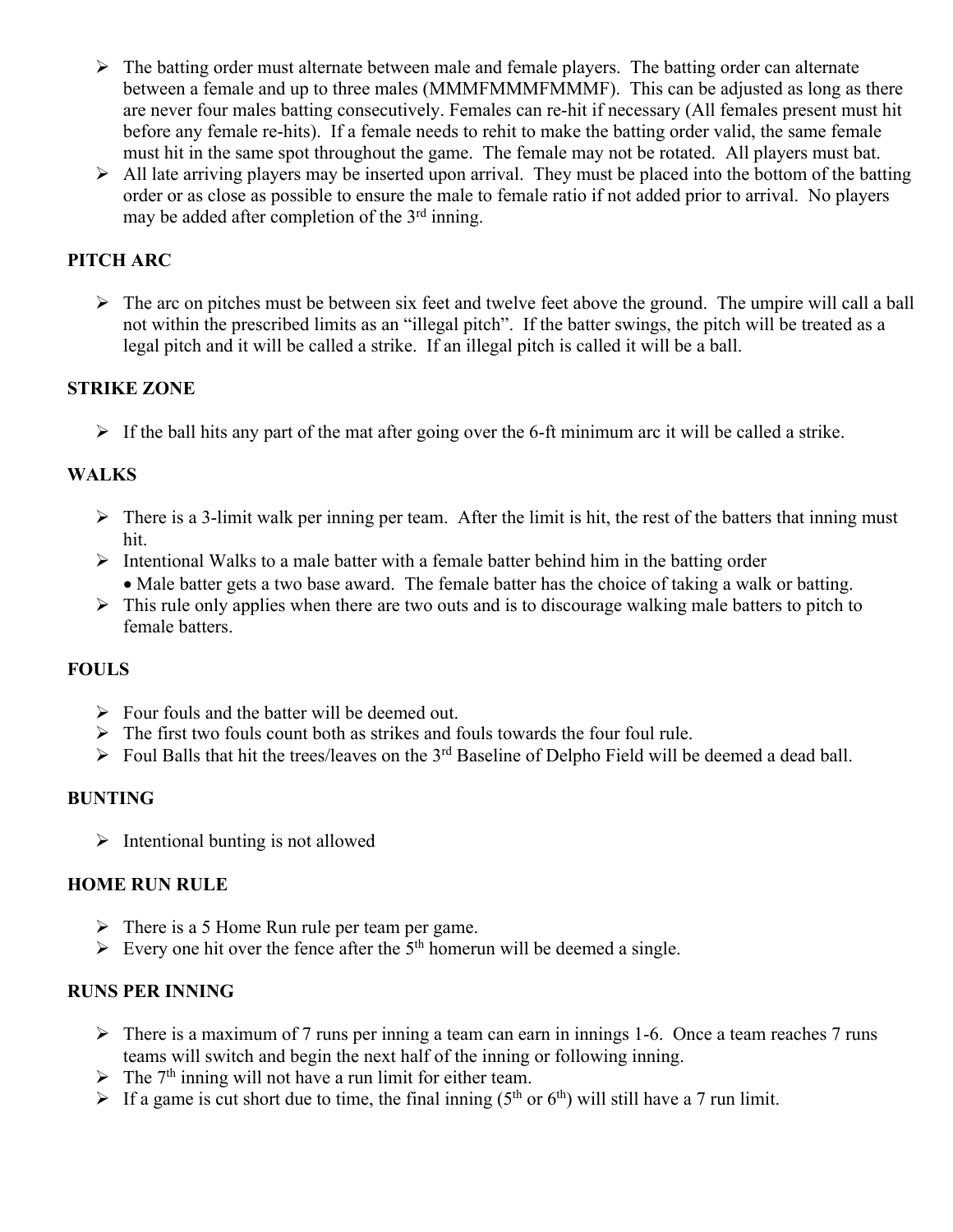- The batting order must alternate between male and female players. The batting order can alternate between a female and up to three males (MMMFMMMFMMMF). This can be adjusted as long as there are never four males batting consecutively. Females can re-hit if necessary (All females present must hit before any female re-hits). If a female needs to rehit to make the batting order valid, the same female must hit in the same spot throughout the game. The female may not be rotated. All players must bat.
- All late arriving players may be inserted upon arrival. They must be placed into the bottom of the batting order or as close as possible to ensure the male to female ratio if not added prior to arrival. No players may be added after completion of the 3rd inning.

**PITCH ARC**

- The arc on pitches must be between six feet and twelve feet above the ground. The umpire will call a ball not within the prescribed limits as an "illegal pitch". If the batter swings, the pitch will be treated as a legal pitch and it will be called a strike. If an illegal pitch is called it will be a ball.

**STRIKE ZONE**

- If the ball hits any part of the mat after going over the 6-ft minimum arc it will be called a strike.

**WALKS**

- There is a 3-limit walk per inning per team. After the limit is hit, the rest of the batters that inning must hit.
- Intentional Walks to a male batter with a female batter behind him in the batting order
  - Male batter gets a two base award. The female batter has the choice of taking a walk or batting.
- This rule only applies when there are two outs and is to discourage walking male batters to pitch to female batters.

**FOULS**

- Four fouls and the batter will be deemed out.
- The first two fouls count both as strikes and fouls towards the four foul rule.
- Foul Balls that hit the trees/leaves on the 3rd Baseline of Delpho Field will be deemed a dead ball.

**BUNTING**

- Intentional bunting is not allowed

**HOME RUN RULE**

- There is a 5 Home Run rule per team per game.
- Every one hit over the fence after the 5th homerun will be deemed a single.

**RUNS PER INNING**

- There is a maximum of 7 runs per inning a team can earn in innings 1-6. Once a team reaches 7 runs teams will switch and begin the next half of the inning or following inning.
- The 7th inning will not have a run limit for either team.
- If a game is cut short due to time, the final inning (5th or 6th) will still have a 7 run limit.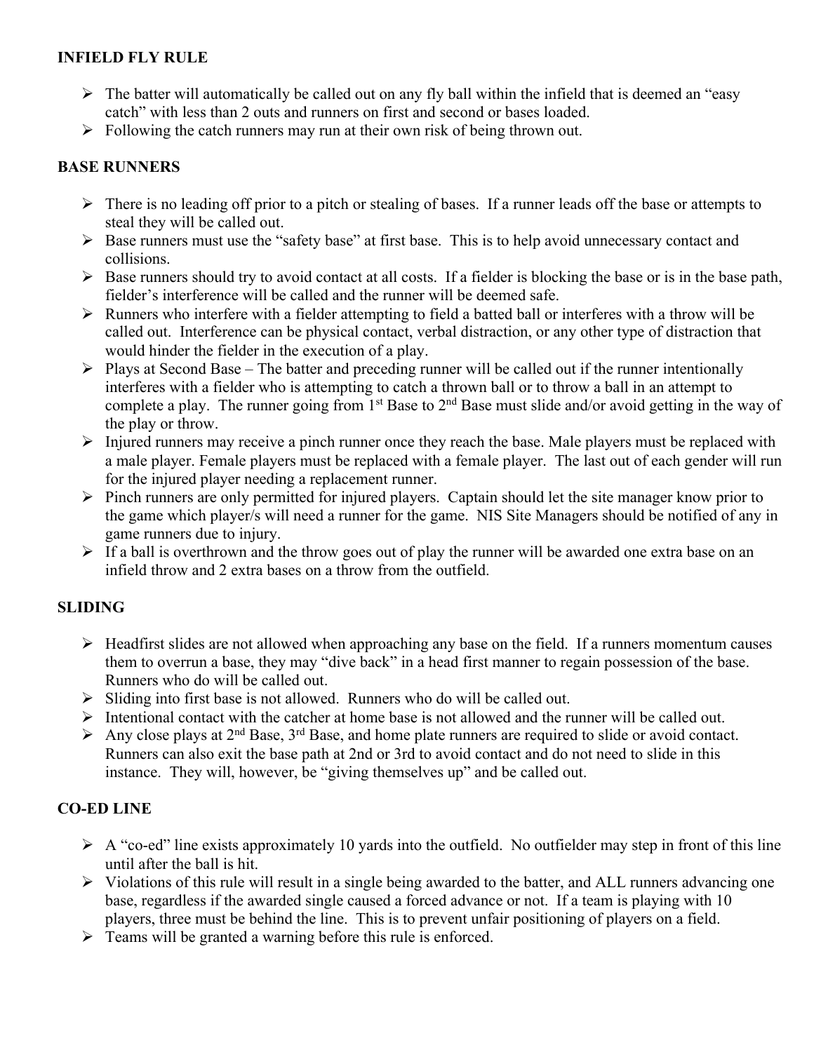## INFIELD FLY RULE

- The batter will automatically be called out on any fly ball within the infield that is deemed an "easy catch" with less than 2 outs and runners on first and second or bases loaded.
- Following the catch runners may run at their own risk of being thrown out.

## BASE RUNNERS

- There is no leading off prior to a pitch or stealing of bases. If a runner leads off the base or attempts to steal they will be called out.
- Base runners must use the "safety base" at first base. This is to help avoid unnecessary contact and collisions.
- Base runners should try to avoid contact at all costs. If a fielder is blocking the base or is in the base path, fielder's interference will be called and the runner will be deemed safe.
- Runners who interfere with a fielder attempting to field a batted ball or interferes with a throw will be called out. Interference can be physical contact, verbal distraction, or any other type of distraction that would hinder the fielder in the execution of a play.
- Plays at Second Base – The batter and preceding runner will be called out if the runner intentionally interferes with a fielder who is attempting to catch a thrown ball or to throw a ball in an attempt to complete a play. The runner going from 1st Base to 2nd Base must slide and/or avoid getting in the way of the play or throw.
- Injured runners may receive a pinch runner once they reach the base. Male players must be replaced with a male player. Female players must be replaced with a female player. The last out of each gender will run for the injured player needing a replacement runner.
- Pinch runners are only permitted for injured players. Captain should let the site manager know prior to the game which player/s will need a runner for the game. NIS Site Managers should be notified of any in game runners due to injury.
- If a ball is overthrown and the throw goes out of play the runner will be awarded one extra base on an infield throw and 2 extra bases on a throw from the outfield.

## SLIDING

- Headfirst slides are not allowed when approaching any base on the field. If a runners momentum causes them to overrun a base, they may "dive back" in a head first manner to regain possession of the base. Runners who do will be called out.
- Sliding into first base is not allowed. Runners who do will be called out.
- Intentional contact with the catcher at home base is not allowed and the runner will be called out.
- Any close plays at 2nd Base, 3rd Base, and home plate runners are required to slide or avoid contact. Runners can also exit the base path at 2nd or 3rd to avoid contact and do not need to slide in this instance. They will, however, be "giving themselves up" and be called out.

## CO-ED LINE

- A "co-ed" line exists approximately 10 yards into the outfield. No outfielder may step in front of this line until after the ball is hit.
- Violations of this rule will result in a single being awarded to the batter, and ALL runners advancing one base, regardless if the awarded single caused a forced advance or not. If a team is playing with 10 players, three must be behind the line. This is to prevent unfair positioning of players on a field.
- Teams will be granted a warning before this rule is enforced.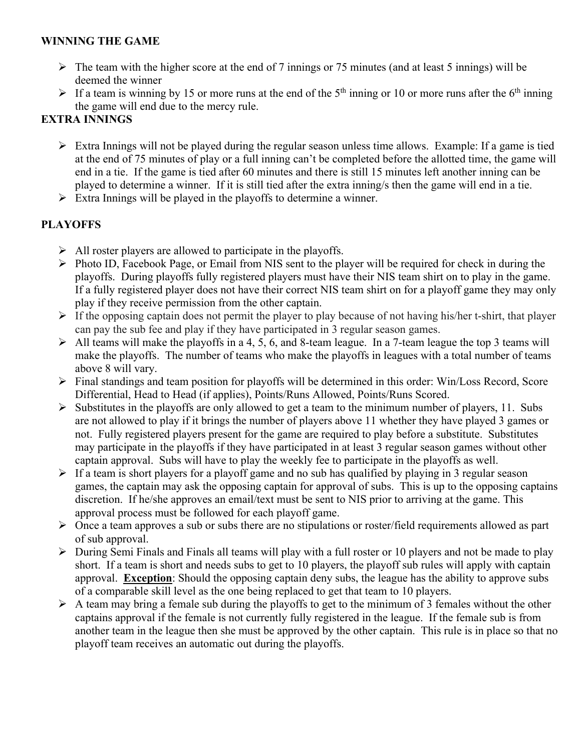**WINNING THE GAME**

- The team with the higher score at the end of 7 innings or 75 minutes (and at least 5 innings) will be deemed the winner
- If a team is winning by 15 or more runs at the end of the 5th inning or 10 or more runs after the 6th inning the game will end due to the mercy rule.

**EXTRA INNINGS**

- Extra Innings will not be played during the regular season unless time allows. Example: If a game is tied at the end of 75 minutes of play or a full inning can't be completed before the allotted time, the game will end in a tie. If the game is tied after 60 minutes and there is still 15 minutes left another inning can be played to determine a winner. If it is still tied after the extra inning/s then the game will end in a tie.
- Extra Innings will be played in the playoffs to determine a winner.

**PLAYOFFS**

- All roster players are allowed to participate in the playoffs.
- Photo ID, Facebook Page, or Email from NIS sent to the player will be required for check in during the playoffs. During playoffs fully registered players must have their NIS team shirt on to play in the game. If a fully registered player does not have their correct NIS team shirt on for a playoff game they may only play if they receive permission from the other captain.
- If the opposing captain does not permit the player to play because of not having his/her t-shirt, that player can pay the sub fee and play if they have participated in 3 regular season games.
- All teams will make the playoffs in a 4, 5, 6, and 8-team league. In a 7-team league the top 3 teams will make the playoffs. The number of teams who make the playoffs in leagues with a total number of teams above 8 will vary.
- Final standings and team position for playoffs will be determined in this order: Win/Loss Record, Score Differential, Head to Head (if applies), Points/Runs Allowed, Points/Runs Scored.
- Substitutes in the playoffs are only allowed to get a team to the minimum number of players, 11. Subs are not allowed to play if it brings the number of players above 11 whether they have played 3 games or not. Fully registered players present for the game are required to play before a substitute. Substitutes may participate in the playoffs if they have participated in at least 3 regular season games without other captain approval. Subs will have to play the weekly fee to participate in the playoffs as well.
- If a team is short players for a playoff game and no sub has qualified by playing in 3 regular season games, the captain may ask the opposing captain for approval of subs. This is up to the opposing captains discretion. If he/she approves an email/text must be sent to NIS prior to arriving at the game. This approval process must be followed for each playoff game.
- Once a team approves a sub or subs there are no stipulations or roster/field requirements allowed as part of sub approval.
- During Semi Finals and Finals all teams will play with a full roster or 10 players and not be made to play short. If a team is short and needs subs to get to 10 players, the playoff sub rules will apply with captain approval. **Exception**: Should the opposing captain deny subs, the league has the ability to approve subs of a comparable skill level as the one being replaced to get that team to 10 players.
- A team may bring a female sub during the playoffs to get to the minimum of 3 females without the other captains approval if the female is not currently fully registered in the league. If the female sub is from another team in the league then she must be approved by the other captain. This rule is in place so that no playoff team receives an automatic out during the playoffs.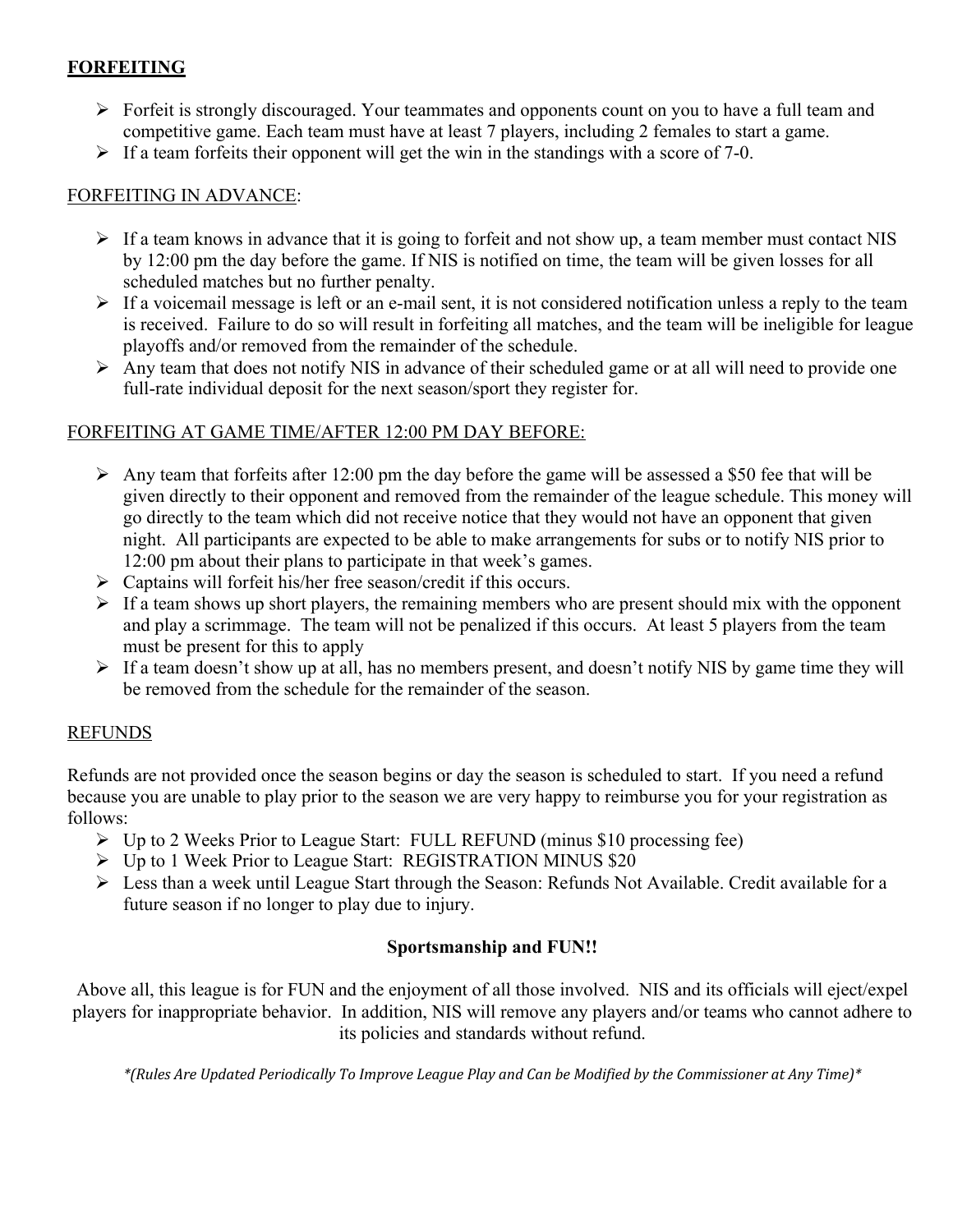## **FORFEITING**

- Forfeit is strongly discouraged. Your teammates and opponents count on you to have a full team and competitive game. Each team must have at least 7 players, including 2 females to start a game.
- If a team forfeits their opponent will get the win in the standings with a score of 7-0.

### FORFEITING IN ADVANCE:

- If a team knows in advance that it is going to forfeit and not show up, a team member must contact NIS by 12:00 pm the day before the game. If NIS is notified on time, the team will be given losses for all scheduled matches but no further penalty.
- If a voicemail message is left or an e-mail sent, it is not considered notification unless a reply to the team is received. Failure to do so will result in forfeiting all matches, and the team will be ineligible for league playoffs and/or removed from the remainder of the schedule.
- Any team that does not notify NIS in advance of their scheduled game or at all will need to provide one full-rate individual deposit for the next season/sport they register for.

### FORFEITING AT GAME TIME/AFTER 12:00 PM DAY BEFORE:

- Any team that forfeits after 12:00 pm the day before the game will be assessed a $50 fee that will be given directly to their opponent and removed from the remainder of the league schedule. This money will go directly to the team which did not receive notice that they would not have an opponent that given night. All participants are expected to be able to make arrangements for subs or to notify NIS prior to 12:00 pm about their plans to participate in that week's games.
- Captains will forfeit his/her free season/credit if this occurs.
- If a team shows up short players, the remaining members who are present should mix with the opponent and play a scrimmage. The team will not be penalized if this occurs. At least 5 players from the team must be present for this to apply
- If a team doesn't show up at all, has no members present, and doesn't notify NIS by game time they will be removed from the schedule for the remainder of the season.

### REFUNDS

Refunds are not provided once the season begins or day the season is scheduled to start. If you need a refund because you are unable to play prior to the season we are very happy to reimburse you for your registration as follows:

- Up to 2 Weeks Prior to League Start: FULL REFUND (minus $10 processing fee)
- Up to 1 Week Prior to League Start: REGISTRATION MINUS $20
- Less than a week until League Start through the Season: Refunds Not Available. Credit available for a future season if no longer to play due to injury.

### **Sportsmanship and FUN!!**

Above all, this league is for FUN and the enjoyment of all those involved. NIS and its officials will eject/expel players for inappropriate behavior. In addition, NIS will remove any players and/or teams who cannot adhere to its policies and standards without refund.

*\*(Rules Are Updated Periodically To Improve League Play and Can be Modified by the Commissioner at Any Time)\**